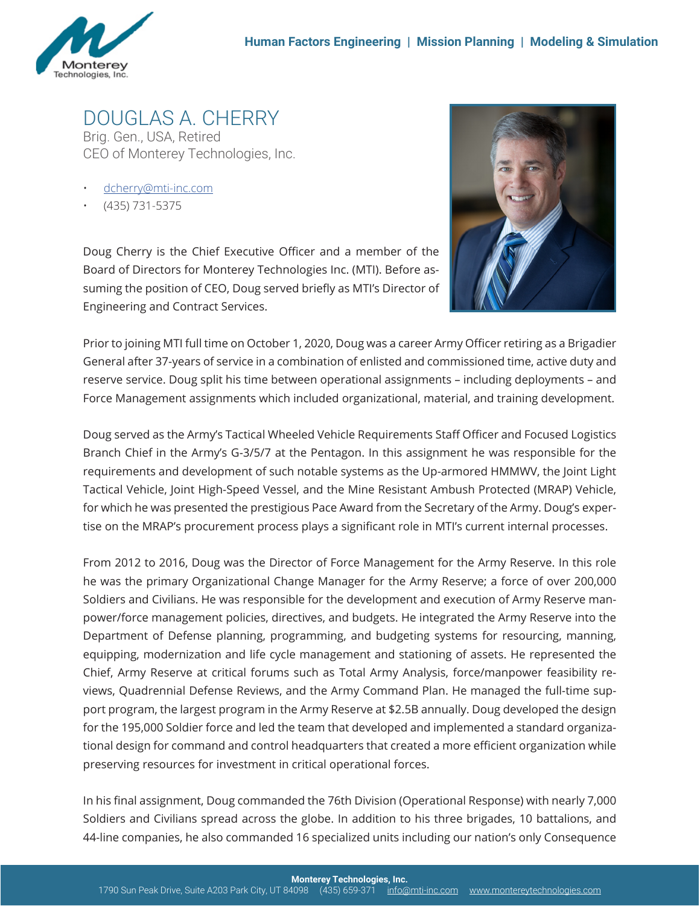Human Factors Engineering | Mission Planning | Modeling & Simulation

# DOUGLAS A. CHERRY

Brig. Gen., USA, Retired
CEO of Monterey Technologies, Inc.

- dcherry@mti-inc.com
- (435) 731-5375

Doug Cherry is the Chief Executive Officer and a member of the Board of Directors for Monterey Technologies Inc. (MTI). Before assuming the position of CEO, Doug served briefly as MTI's Director of Engineering and Contract Services.

Prior to joining MTI full time on October 1, 2020, Doug was a career Army Officer retiring as a Brigadier General after 37-years of service in a combination of enlisted and commissioned time, active duty and reserve service. Doug split his time between operational assignments – including deployments – and Force Management assignments which included organizational, material, and training development.

Doug served as the Army's Tactical Wheeled Vehicle Requirements Staff Officer and Focused Logistics Branch Chief in the Army's G-3/5/7 at the Pentagon. In this assignment he was responsible for the requirements and development of such notable systems as the Up-armored HMMWV, the Joint Light Tactical Vehicle, Joint High-Speed Vessel, and the Mine Resistant Ambush Protected (MRAP) Vehicle, for which he was presented the prestigious Pace Award from the Secretary of the Army. Doug's expertise on the MRAP's procurement process plays a significant role in MTI's current internal processes.

From 2012 to 2016, Doug was the Director of Force Management for the Army Reserve. In this role he was the primary Organizational Change Manager for the Army Reserve; a force of over 200,000 Soldiers and Civilians. He was responsible for the development and execution of Army Reserve manpower/force management policies, directives, and budgets. He integrated the Army Reserve into the Department of Defense planning, programming, and budgeting systems for resourcing, manning, equipping, modernization and life cycle management and stationing of assets. He represented the Chief, Army Reserve at critical forums such as Total Army Analysis, force/manpower feasibility reviews, Quadrennial Defense Reviews, and the Army Command Plan. He managed the full-time support program, the largest program in the Army Reserve at $2.5B annually. Doug developed the design for the 195,000 Soldier force and led the team that developed and implemented a standard organizational design for command and control headquarters that created a more efficient organization while preserving resources for investment in critical operational forces.

In his final assignment, Doug commanded the 76th Division (Operational Response) with nearly 7,000 Soldiers and Civilians spread across the globe. In addition to his three brigades, 10 battalions, and 44-line companies, he also commanded 16 specialized units including our nation's only Consequence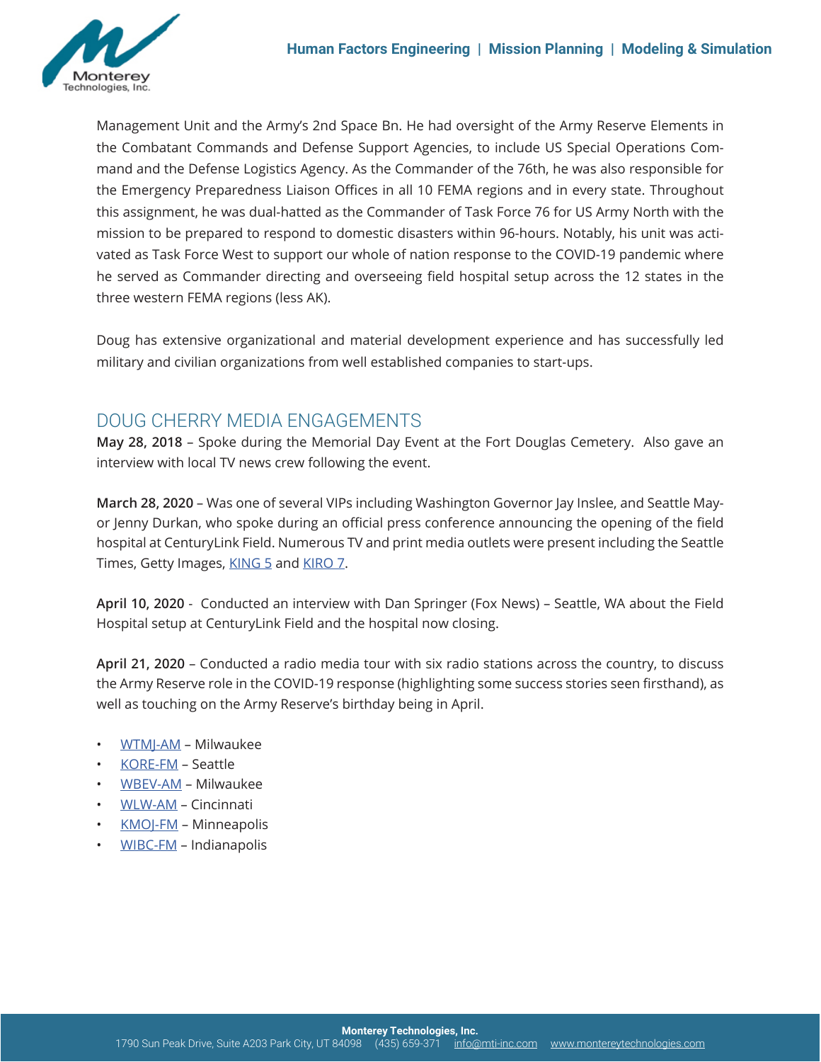Management Unit and the Army's 2nd Space Bn. He had oversight of the Army Reserve Elements in the Combatant Commands and Defense Support Agencies, to include US Special Operations Command and the Defense Logistics Agency. As the Commander of the 76th, he was also responsible for the Emergency Preparedness Liaison Offices in all 10 FEMA regions and in every state. Throughout this assignment, he was dual-hatted as the Commander of Task Force 76 for US Army North with the mission to be prepared to respond to domestic disasters within 96-hours. Notably, his unit was activated as Task Force West to support our whole of nation response to the COVID-19 pandemic where he served as Commander directing and overseeing field hospital setup across the 12 states in the three western FEMA regions (less AK).

Doug has extensive organizational and material development experience and has successfully led military and civilian organizations from well established companies to start-ups.

## DOUG CHERRY MEDIA ENGAGEMENTS

**May 28, 2018** – Spoke during the Memorial Day Event at the Fort Douglas Cemetery. Also gave an interview with local TV news crew following the event.

**March 28, 2020** – Was one of several VIPs including Washington Governor Jay Inslee, and Seattle Mayor Jenny Durkan, who spoke during an official press conference announcing the opening of the field hospital at CenturyLink Field. Numerous TV and print media outlets were present including the Seattle Times, Getty Images, KING 5 and KIRO 7.

**April 10, 2020** - Conducted an interview with Dan Springer (Fox News) – Seattle, WA about the Field Hospital setup at CenturyLink Field and the hospital now closing.

**April 21, 2020** – Conducted a radio media tour with six radio stations across the country, to discuss the Army Reserve role in the COVID-19 response (highlighting some success stories seen firsthand), as well as touching on the Army Reserve's birthday being in April.

- WTMJ-AM – Milwaukee
- KORE-FM – Seattle
- WBEV-AM – Milwaukee
- WLW-AM – Cincinnati
- KMOJ-FM – Minneapolis
- WIBC-FM – Indianapolis